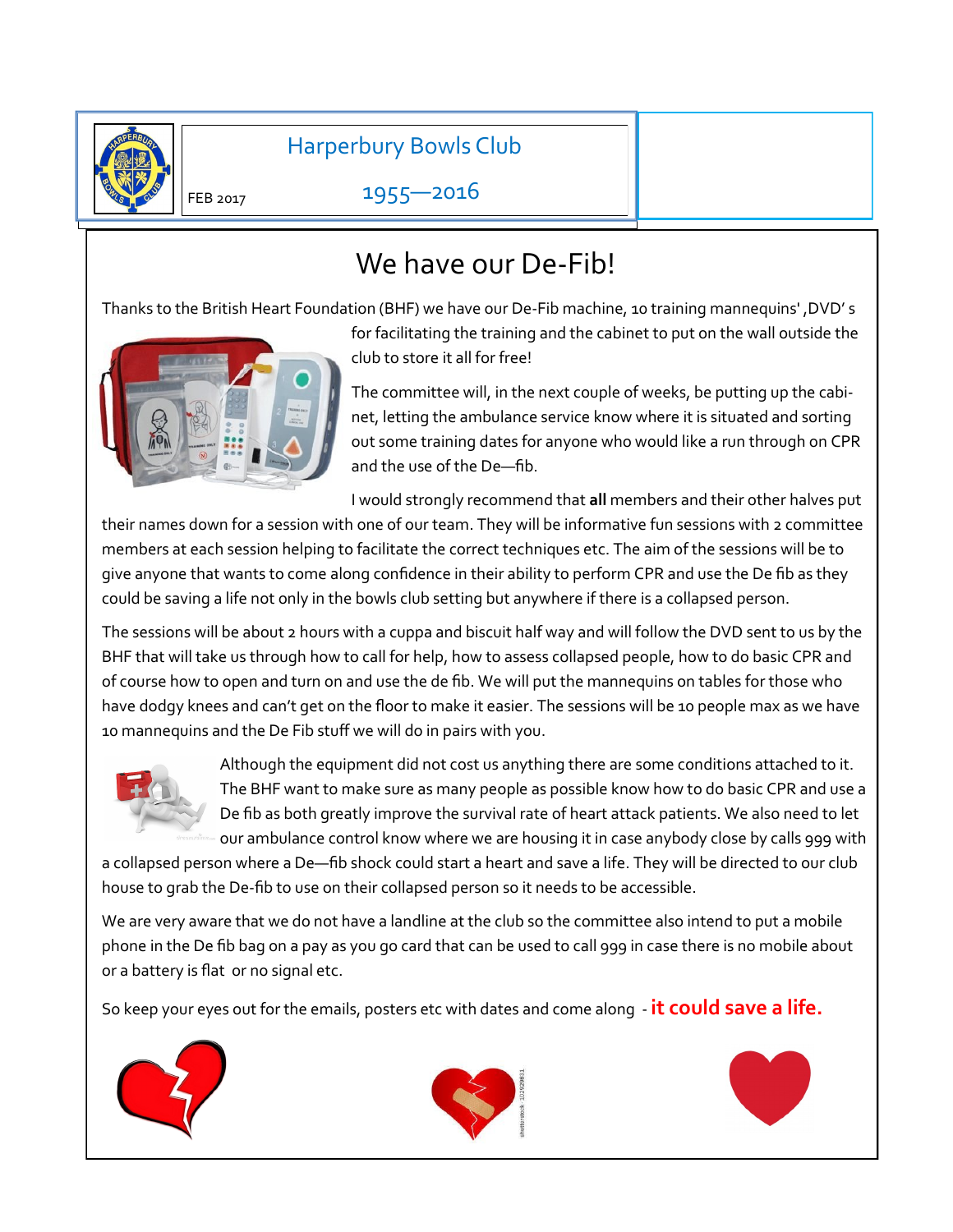Harperbury Bowls Club

FEB 2017

1955—2016

# We have our De-Fib!

Thanks to the British Heart Foundation (BHF) we have our De-Fib machine, 10 training mannequins' ,DVD' s for facilitating the training and the cabinet to put on the wall outside the club to store it all for free!

The committee will, in the next couple of weeks, be putting up the cabinet, letting the ambulance service know where it is situated and sorting out some training dates for anyone who would like a run through on CPR and the use of the De—fib.

I would strongly recommend that **all** members and their other halves put their names down for a session with one of our team. They will be informative fun sessions with 2 committee members at each session helping to facilitate the correct techniques etc. The aim of the sessions will be to give anyone that wants to come along confidence in their ability to perform CPR and use the De fib as they could be saving a life not only in the bowls club setting but anywhere if there is a collapsed person.

The sessions will be about 2 hours with a cuppa and biscuit half way and will follow the DVD sent to us by the BHF that will take us through how to call for help, how to assess collapsed people, how to do basic CPR and of course how to open and turn on and use the de fib. We will put the mannequins on tables for those who have dodgy knees and can't get on the floor to make it easier. The sessions will be 10 people max as we have 10 mannequins and the De Fib stuff we will do in pairs with you.

Although the equipment did not cost us anything there are some conditions attached to it. The BHF want to make sure as many people as possible know how to do basic CPR and use a De fib as both greatly improve the survival rate of heart attack patients. We also need to let our ambulance control know where we are housing it in case anybody close by calls 999 with a collapsed person where a De—fib shock could start a heart and save a life. They will be directed to our club house to grab the De-fib to use on their collapsed person so it needs to be accessible.

We are very aware that we do not have a landline at the club so the committee also intend to put a mobile phone in the De fib bag on a pay as you go card that can be used to call 999 in case there is no mobile about or a battery is flat or no signal etc.

So keep your eyes out for the emails, posters etc with dates and come along - **it could save a life.**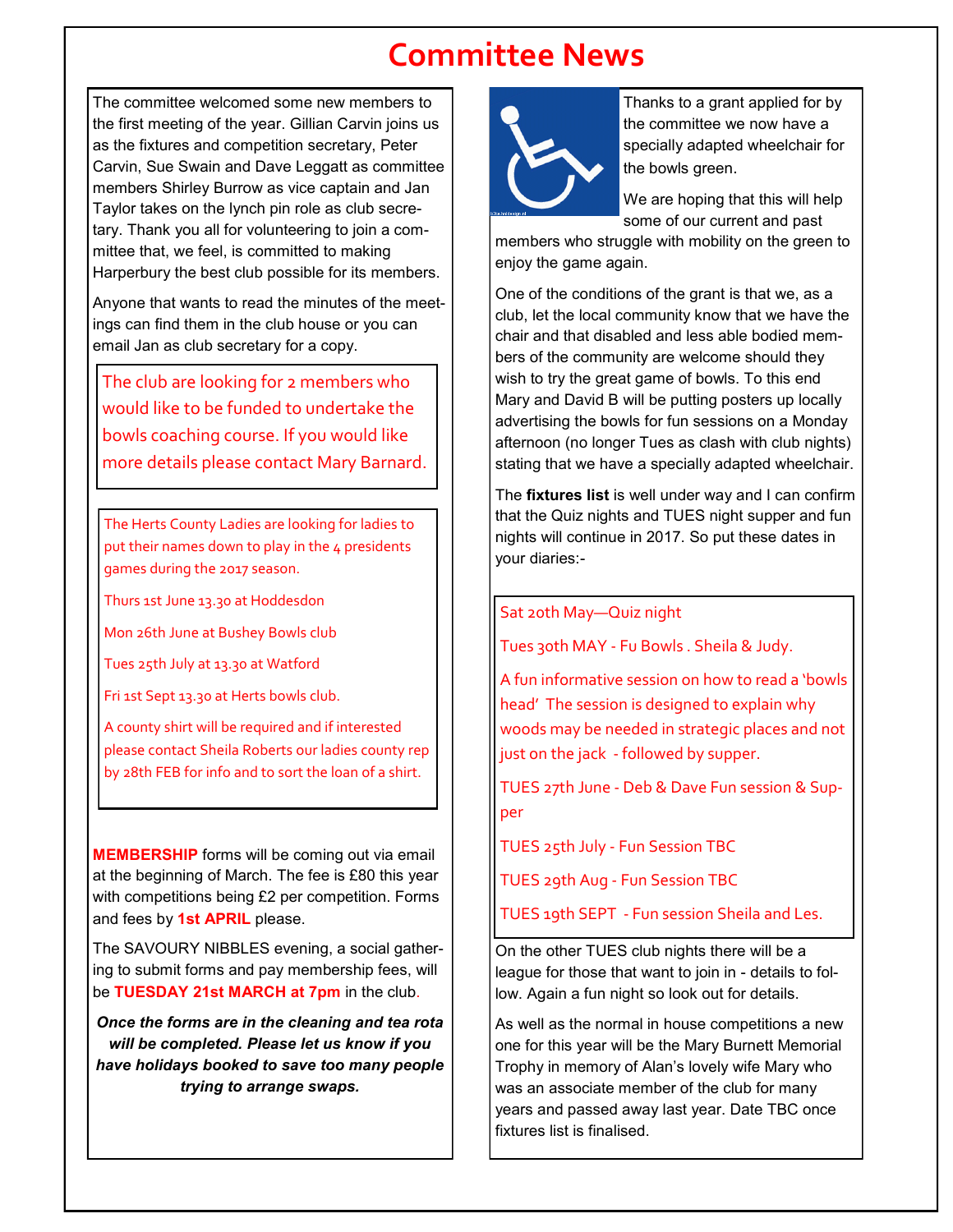# Committee News

The committee welcomed some new members to the first meeting of the year. Gillian Carvin joins us as the fixtures and competition secretary, Peter Carvin, Sue Swain and Dave Leggatt as committee members Shirley Burrow as vice captain and Jan Taylor takes on the lynch pin role as club secretary. Thank you all for volunteering to join a committee that, we feel, is committed to making Harperbury the best club possible for its members.

Anyone that wants to read the minutes of the meetings can find them in the club house or you can email Jan as club secretary for a copy.

The club are looking for 2 members who would like to be funded to undertake the bowls coaching course. If you would like more details please contact Mary Barnard.

The Herts County Ladies are looking for ladies to put their names down to play in the 4 presidents games during the 2017 season.

Thurs 1st June 13.30 at Hoddesdon

Mon 26th June at Bushey Bowls club

Tues 25th July at 13.30 at Watford

Fri 1st Sept 13.30 at Herts bowls club.

A county shirt will be required and if interested please contact Sheila Roberts our ladies county rep by 28th FEB for info and to sort the loan of a shirt.

**MEMBERSHIP** forms will be coming out via email at the beginning of March. The fee is £80 this year with competitions being £2 per competition. Forms and fees by **1st APRIL** please.

The SAVOURY NIBBLES evening, a social gathering to submit forms and pay membership fees, will be **TUESDAY 21st MARCH at 7pm** in the club.

***Once the forms are in the cleaning and tea rota will be completed. Please let us know if you have holidays booked to save too many people trying to arrange swaps.***

Thanks to a grant applied for by the committee we now have a specially adapted wheelchair for the bowls green.

We are hoping that this will help some of our current and past members who struggle with mobility on the green to enjoy the game again.

One of the conditions of the grant is that we, as a club, let the local community know that we have the chair and that disabled and less able bodied members of the community are welcome should they wish to try the great game of bowls. To this end Mary and David B will be putting posters up locally advertising the bowls for fun sessions on a Monday afternoon (no longer Tues as clash with club nights) stating that we have a specially adapted wheelchair.

The **fixtures list** is well under way and I can confirm that the Quiz nights and TUES night supper and fun nights will continue in 2017. So put these dates in your diaries:-

Sat 20th May—Quiz night

Tues 30th MAY - Fu Bowls . Sheila & Judy.

A fun informative session on how to read a 'bowls head' The session is designed to explain why woods may be needed in strategic places and not just on the jack - followed by supper.

TUES 27th June - Deb & Dave Fun session & Supper

TUES 25th July - Fun Session TBC

TUES 29th Aug - Fun Session TBC

TUES 19th SEPT - Fun session Sheila and Les.

On the other TUES club nights there will be a league for those that want to join in - details to follow. Again a fun night so look out for details.

As well as the normal in house competitions a new one for this year will be the Mary Burnett Memorial Trophy in memory of Alan's lovely wife Mary who was an associate member of the club for many years and passed away last year. Date TBC once fixtures list is finalised.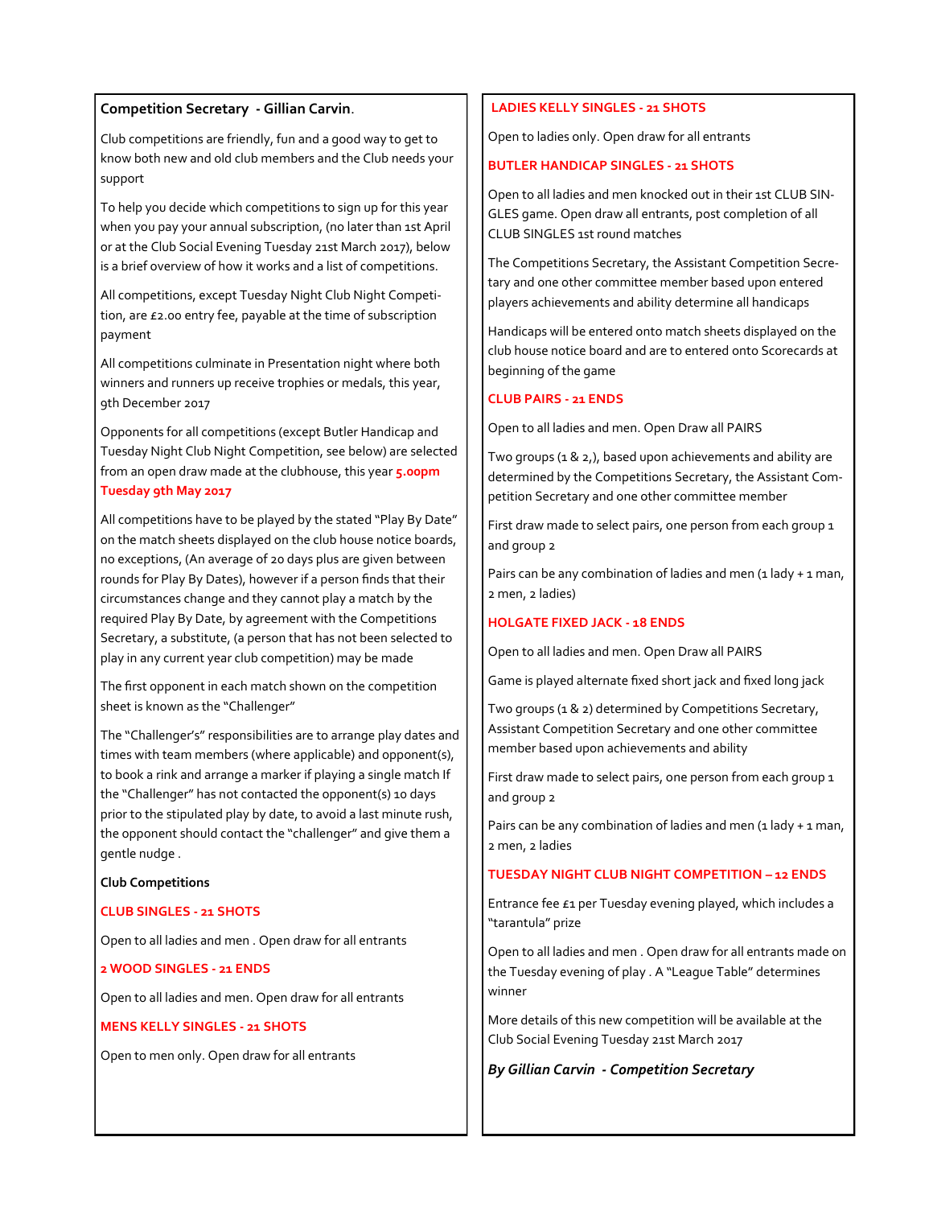**Competition Secretary - Gillian Carvin**.

Club competitions are friendly, fun and a good way to get to know both new and old club members and the Club needs your support

To help you decide which competitions to sign up for this year when you pay your annual subscription, (no later than 1st April or at the Club Social Evening Tuesday 21st March 2017), below is a brief overview of how it works and a list of competitions.

All competitions, except Tuesday Night Club Night Competition, are £2.00 entry fee, payable at the time of subscription payment

All competitions culminate in Presentation night where both winners and runners up receive trophies or medals, this year, 9th December 2017

Opponents for all competitions (except Butler Handicap and Tuesday Night Club Night Competition, see below) are selected from an open draw made at the clubhouse, this year **5.00pm Tuesday 9th May 2017**

All competitions have to be played by the stated "Play By Date" on the match sheets displayed on the club house notice boards, no exceptions, (An average of 20 days plus are given between rounds for Play By Dates), however if a person finds that their circumstances change and they cannot play a match by the required Play By Date, by agreement with the Competitions Secretary, a substitute, (a person that has not been selected to play in any current year club competition) may be made

The first opponent in each match shown on the competition sheet is known as the "Challenger"

The "Challenger's" responsibilities are to arrange play dates and times with team members (where applicable) and opponent(s), to book a rink and arrange a marker if playing a single match If the "Challenger" has not contacted the opponent(s) 10 days prior to the stipulated play by date, to avoid a last minute rush, the opponent should contact the "challenger" and give them a gentle nudge .

**Club Competitions**

**CLUB SINGLES - 21 SHOTS**

Open to all ladies and men . Open draw for all entrants

**2 WOOD SINGLES - 21 ENDS**

Open to all ladies and men. Open draw for all entrants

**MENS KELLY SINGLES - 21 SHOTS**

Open to men only. Open draw for all entrants

**LADIES KELLY SINGLES - 21 SHOTS**

Open to ladies only. Open draw for all entrants

**BUTLER HANDICAP SINGLES - 21 SHOTS**

Open to all ladies and men knocked out in their 1st CLUB SINGLES game. Open draw all entrants, post completion of all CLUB SINGLES 1st round matches

The Competitions Secretary, the Assistant Competition Secretary and one other committee member based upon entered players achievements and ability determine all handicaps

Handicaps will be entered onto match sheets displayed on the club house notice board and are to entered onto Scorecards at beginning of the game

**CLUB PAIRS - 21 ENDS**

Open to all ladies and men. Open Draw all PAIRS

Two groups (1 & 2,), based upon achievements and ability are determined by the Competitions Secretary, the Assistant Competition Secretary and one other committee member

First draw made to select pairs, one person from each group 1 and group 2

Pairs can be any combination of ladies and men (1 lady + 1 man, 2 men, 2 ladies)

**HOLGATE FIXED JACK - 18 ENDS**

Open to all ladies and men. Open Draw all PAIRS

Game is played alternate fixed short jack and fixed long jack

Two groups (1 & 2) determined by Competitions Secretary, Assistant Competition Secretary and one other committee member based upon achievements and ability

First draw made to select pairs, one person from each group 1 and group 2

Pairs can be any combination of ladies and men (1 lady + 1 man, 2 men, 2 ladies

**TUESDAY NIGHT CLUB NIGHT COMPETITION – 12 ENDS**

Entrance fee £1 per Tuesday evening played, which includes a "tarantula" prize

Open to all ladies and men . Open draw for all entrants made on the Tuesday evening of play . A "League Table" determines winner

More details of this new competition will be available at the Club Social Evening Tuesday 21st March 2017

***By Gillian Carvin - Competition Secretary***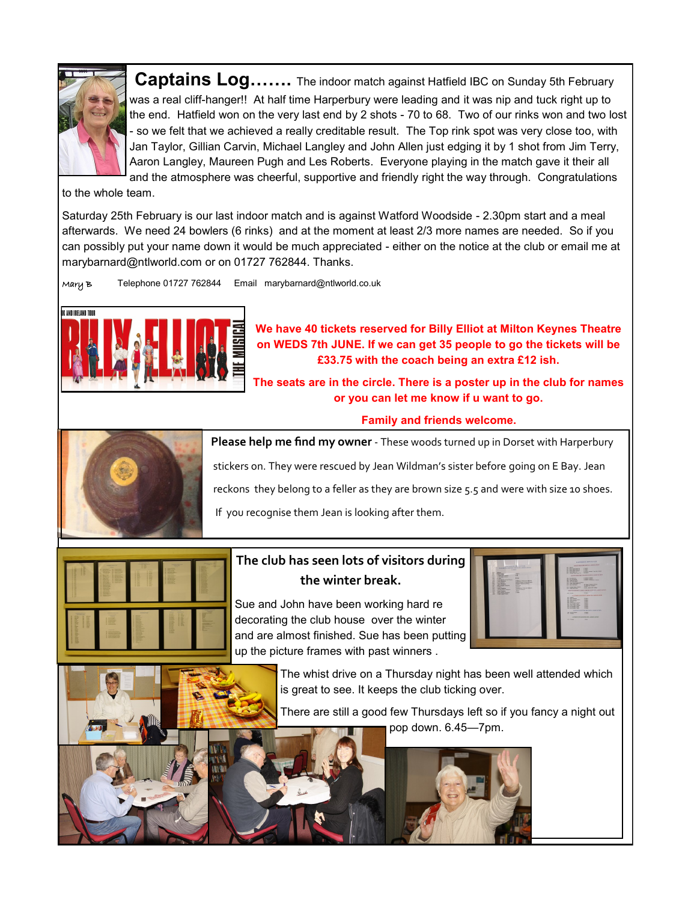## Captains Log…….

The indoor match against Hatfield IBC on Sunday 5th February was a real cliff-hanger!! At half time Harperbury were leading and it was nip and tuck right up to the end. Hatfield won on the very last end by 2 shots - 70 to 68. Two of our rinks won and two lost - so we felt that we achieved a really creditable result. The Top rink spot was very close too, with Jan Taylor, Gillian Carvin, Michael Langley and John Allen just edging it by 1 shot from Jim Terry, Aaron Langley, Maureen Pugh and Les Roberts. Everyone playing in the match gave it their all and the atmosphere was cheerful, supportive and friendly right the way through. Congratulations to the whole team.

Saturday 25th February is our last indoor match and is against Watford Woodside - 2.30pm start and a meal afterwards. We need 24 bowlers (6 rinks) and at the moment at least 2/3 more names are needed. So if you can possibly put your name down it would be much appreciated - either on the notice at the club or email me at marybarnard@ntlworld.com or on 01727 762844. Thanks.

Mary B  Telephone 01727 762844  Email marybarnard@ntlworld.co.uk

**We have 40 tickets reserved for Billy Elliot at Milton Keynes Theatre on WEDS 7th JUNE. If we can get 35 people to go the tickets will be £33.75 with the coach being an extra £12 ish.**

**The seats are in the circle. There is a poster up in the club for names or you can let me know if u want to go.**

**Family and friends welcome.**

**Please help me find my owner** - These woods turned up in Dorset with Harperbury stickers on. They were rescued by Jean Wildman's sister before going on E Bay. Jean reckons they belong to a feller as they are brown size 5.5 and were with size 10 shoes. If you recognise them Jean is looking after them.

### The club has seen lots of visitors during the winter break.

Sue and John have been working hard re decorating the club house over the winter and are almost finished. Sue has been putting up the picture frames with past winners .

The whist drive on a Thursday night has been well attended which is great to see. It keeps the club ticking over.

There are still a good few Thursdays left so if you fancy a night out pop down. 6.45—7pm.